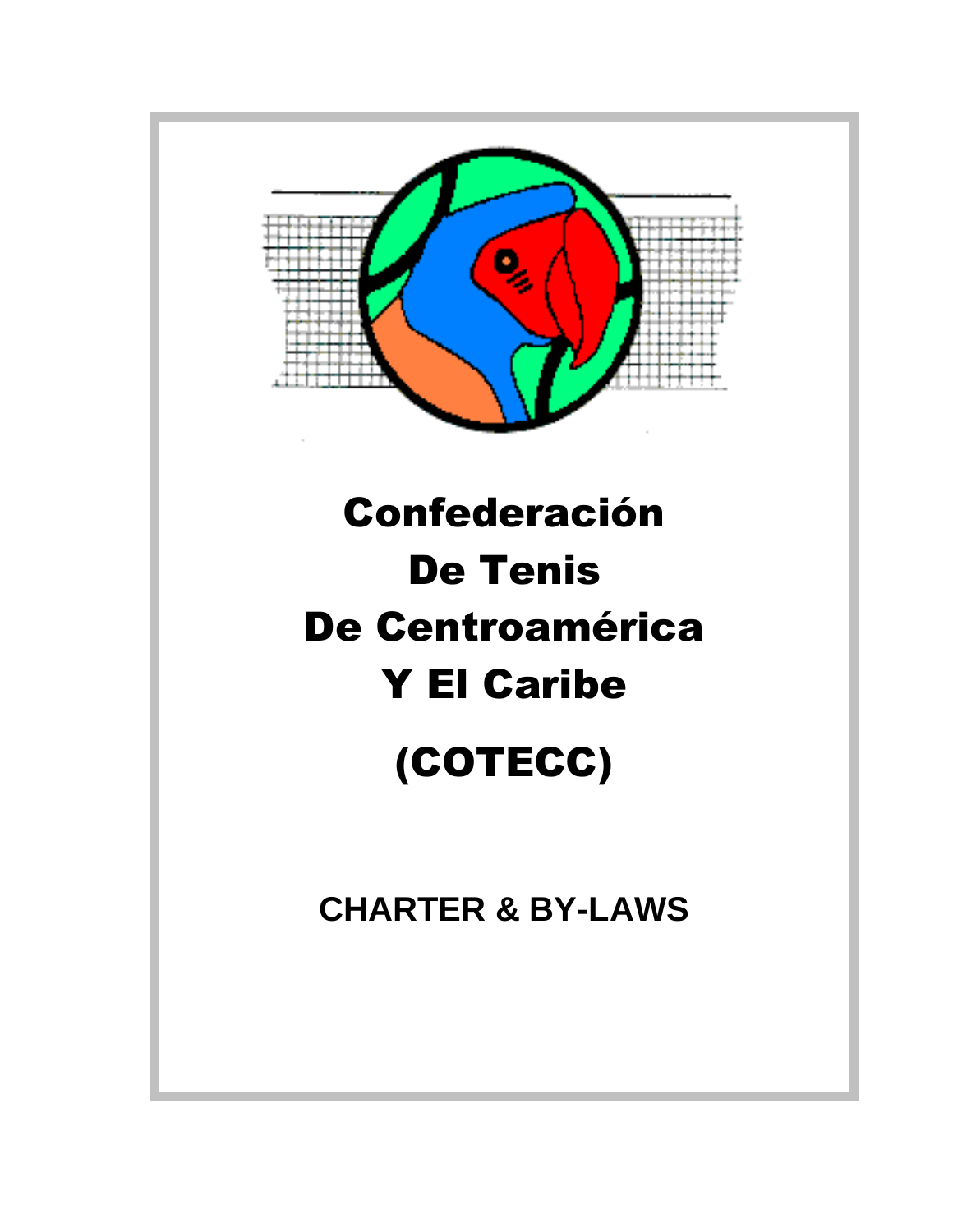# Confederación De Tenis De Centroamérica Y El Caribe

# (COTECC)

## CHARTER & BY-LAWS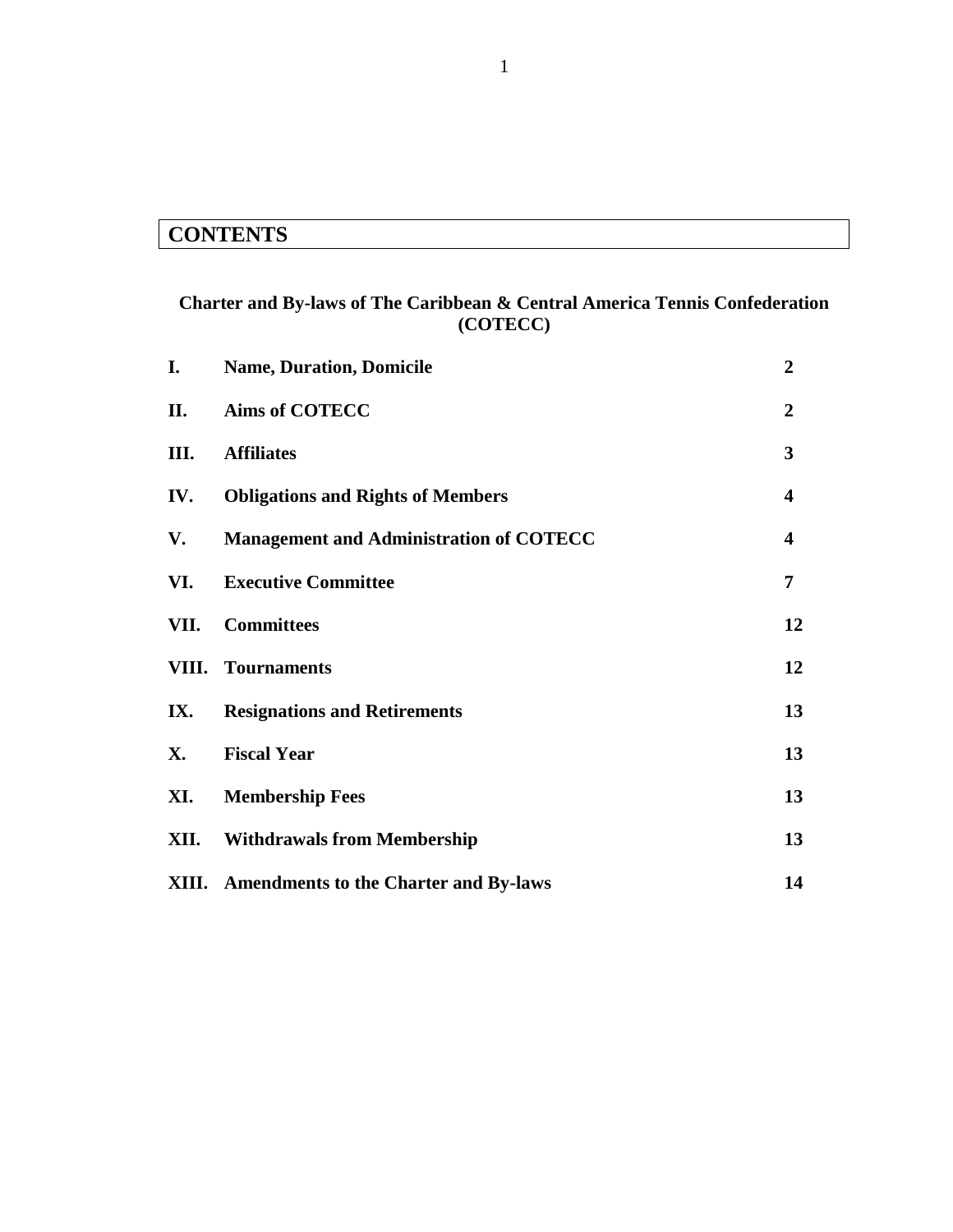# CONTENTS

**Charter and By-laws of The Caribbean & Central America Tennis Confederation (COTECC)**

| | | |
|---|---|---|
| **I.** | **Name, Duration, Domicile** | **2** |
| **II.** | **Aims of COTECC** | **2** |
| **III.** | **Affiliates** | **3** |
| **IV.** | **Obligations and Rights of Members** | **4** |
| **V.** | **Management and Administration of COTECC** | **4** |
| **VI.** | **Executive Committee** | **7** |
| **VII.** | **Committees** | **12** |
| **VIII.** | **Tournaments** | **12** |
| **IX.** | **Resignations and Retirements** | **13** |
| **X.** | **Fiscal Year** | **13** |
| **XI.** | **Membership Fees** | **13** |
| **XII.** | **Withdrawals from Membership** | **13** |
| **XIII.** | **Amendments to the Charter and By-laws** | **14** |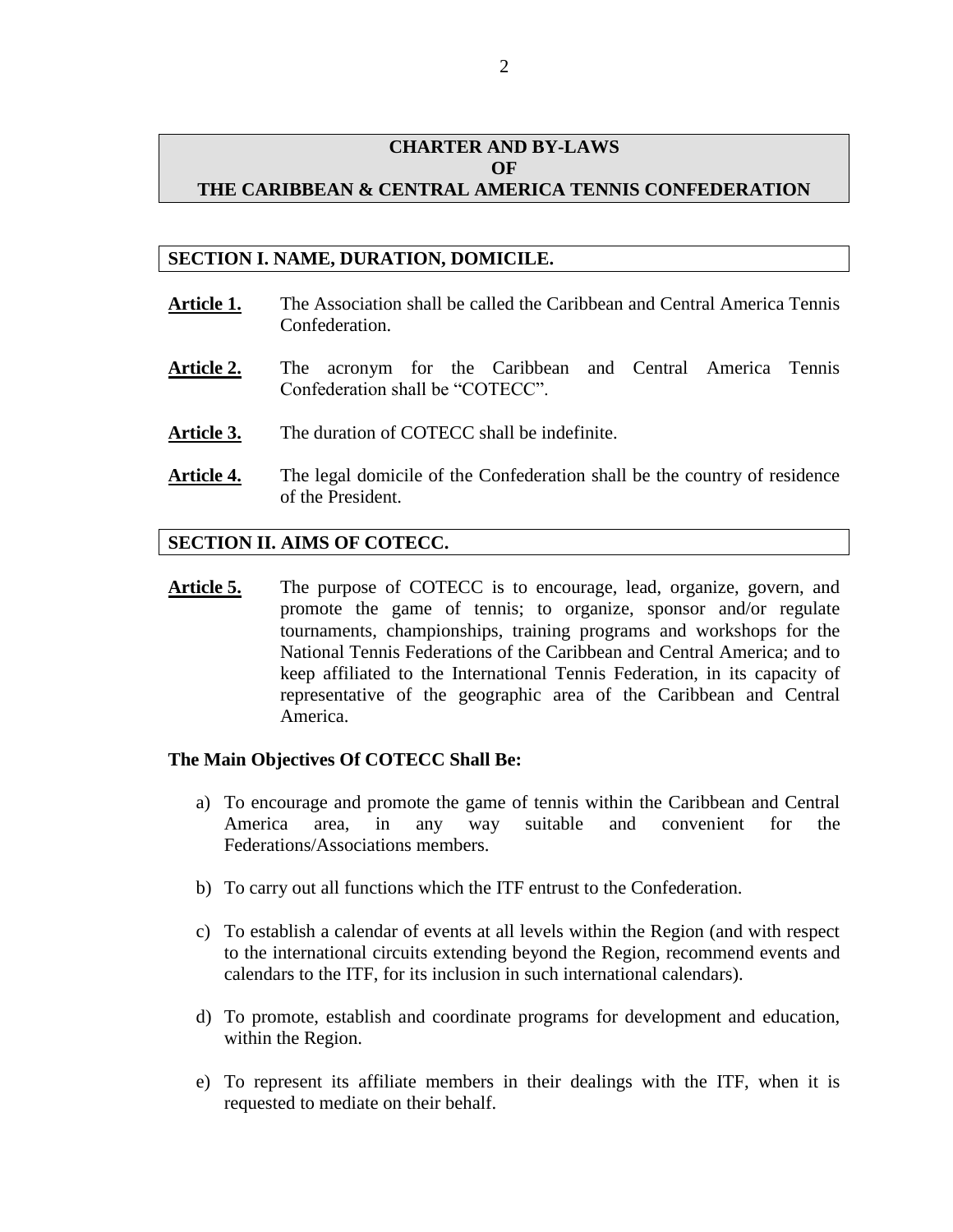# CHARTER AND BY-LAWS OF THE CARIBBEAN & CENTRAL AMERICA TENNIS CONFEDERATION

## SECTION I. NAME, DURATION, DOMICILE.

**Article 1.** The Association shall be called the Caribbean and Central America Tennis Confederation.

**Article 2.** The acronym for the Caribbean and Central America Tennis Confederation shall be "COTECC".

**Article 3.** The duration of COTECC shall be indefinite.

**Article 4.** The legal domicile of the Confederation shall be the country of residence of the President.

## SECTION II. AIMS OF COTECC.

**Article 5.** The purpose of COTECC is to encourage, lead, organize, govern, and promote the game of tennis; to organize, sponsor and/or regulate tournaments, championships, training programs and workshops for the National Tennis Federations of the Caribbean and Central America; and to keep affiliated to the International Tennis Federation, in its capacity of representative of the geographic area of the Caribbean and Central America.

**The Main Objectives Of COTECC Shall Be:**

a) To encourage and promote the game of tennis within the Caribbean and Central America area, in any way suitable and convenient for the Federations/Associations members.

b) To carry out all functions which the ITF entrust to the Confederation.

c) To establish a calendar of events at all levels within the Region (and with respect to the international circuits extending beyond the Region, recommend events and calendars to the ITF, for its inclusion in such international calendars).

d) To promote, establish and coordinate programs for development and education, within the Region.

e) To represent its affiliate members in their dealings with the ITF, when it is requested to mediate on their behalf.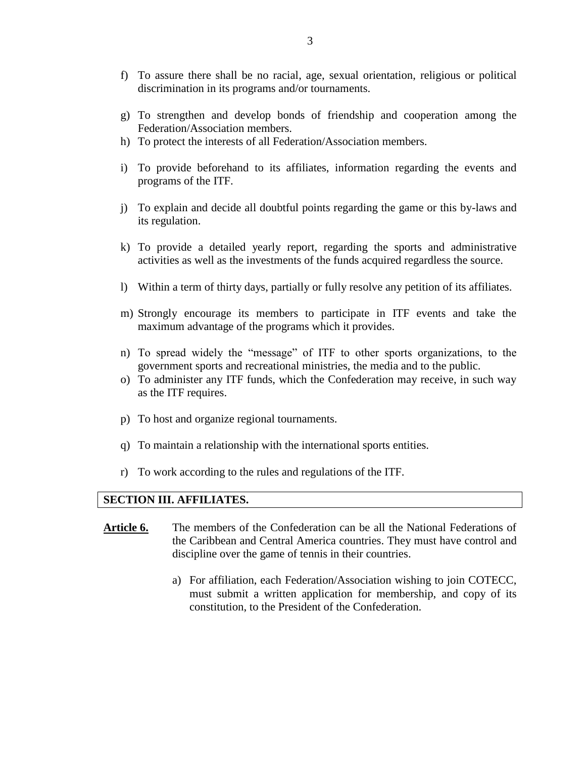f) To assure there shall be no racial, age, sexual orientation, religious or political discrimination in its programs and/or tournaments.

g) To strengthen and develop bonds of friendship and cooperation among the Federation/Association members.

h) To protect the interests of all Federation/Association members.

i) To provide beforehand to its affiliates, information regarding the events and programs of the ITF.

j) To explain and decide all doubtful points regarding the game or this by-laws and its regulation.

k) To provide a detailed yearly report, regarding the sports and administrative activities as well as the investments of the funds acquired regardless the source.

l) Within a term of thirty days, partially or fully resolve any petition of its affiliates.

m) Strongly encourage its members to participate in ITF events and take the maximum advantage of the programs which it provides.

n) To spread widely the "message" of ITF to other sports organizations, to the government sports and recreational ministries, the media and to the public.

o) To administer any ITF funds, which the Confederation may receive, in such way as the ITF requires.

p) To host and organize regional tournaments.

q) To maintain a relationship with the international sports entities.

r) To work according to the rules and regulations of the ITF.

## SECTION III. AFFILIATES.

**Article 6.** The members of the Confederation can be all the National Federations of the Caribbean and Central America countries. They must have control and discipline over the game of tennis in their countries.

a) For affiliation, each Federation/Association wishing to join COTECC, must submit a written application for membership, and copy of its constitution, to the President of the Confederation.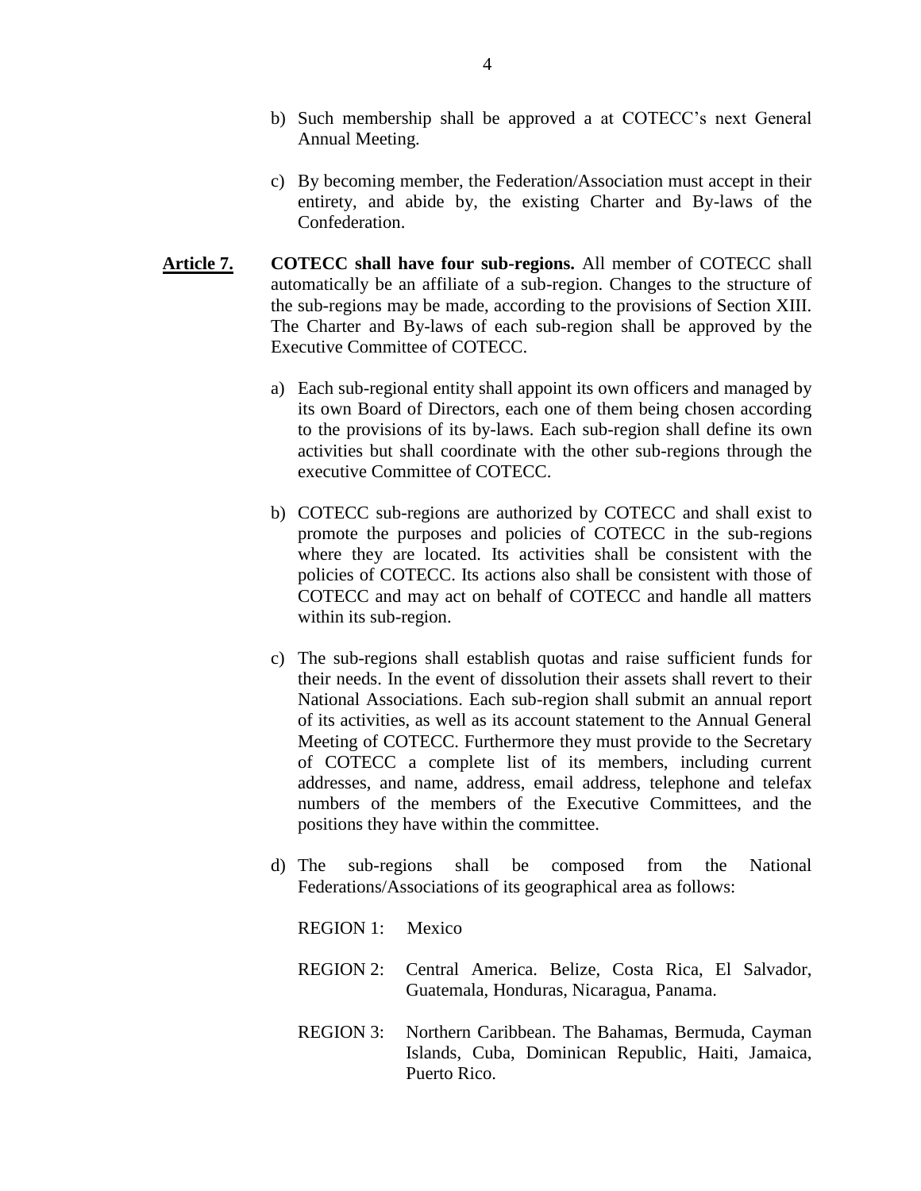b) Such membership shall be approved a at COTECC's next General Annual Meeting.

c) By becoming member, the Federation/Association must accept in their entirety, and abide by, the existing Charter and By-laws of the Confederation.

**Article 7.** **COTECC shall have four sub-regions.** All member of COTECC shall automatically be an affiliate of a sub-region. Changes to the structure of the sub-regions may be made, according to the provisions of Section XIII. The Charter and By-laws of each sub-region shall be approved by the Executive Committee of COTECC.

a) Each sub-regional entity shall appoint its own officers and managed by its own Board of Directors, each one of them being chosen according to the provisions of its by-laws. Each sub-region shall define its own activities but shall coordinate with the other sub-regions through the executive Committee of COTECC.

b) COTECC sub-regions are authorized by COTECC and shall exist to promote the purposes and policies of COTECC in the sub-regions where they are located. Its activities shall be consistent with the policies of COTECC. Its actions also shall be consistent with those of COTECC and may act on behalf of COTECC and handle all matters within its sub-region.

c) The sub-regions shall establish quotas and raise sufficient funds for their needs. In the event of dissolution their assets shall revert to their National Associations. Each sub-region shall submit an annual report of its activities, as well as its account statement to the Annual General Meeting of COTECC. Furthermore they must provide to the Secretary of COTECC a complete list of its members, including current addresses, and name, address, email address, telephone and telefax numbers of the members of the Executive Committees, and the positions they have within the committee.

d) The sub-regions shall be composed from the National Federations/Associations of its geographical area as follows:

REGION 1: Mexico

REGION 2: Central America. Belize, Costa Rica, El Salvador, Guatemala, Honduras, Nicaragua, Panama.

REGION 3: Northern Caribbean. The Bahamas, Bermuda, Cayman Islands, Cuba, Dominican Republic, Haiti, Jamaica, Puerto Rico.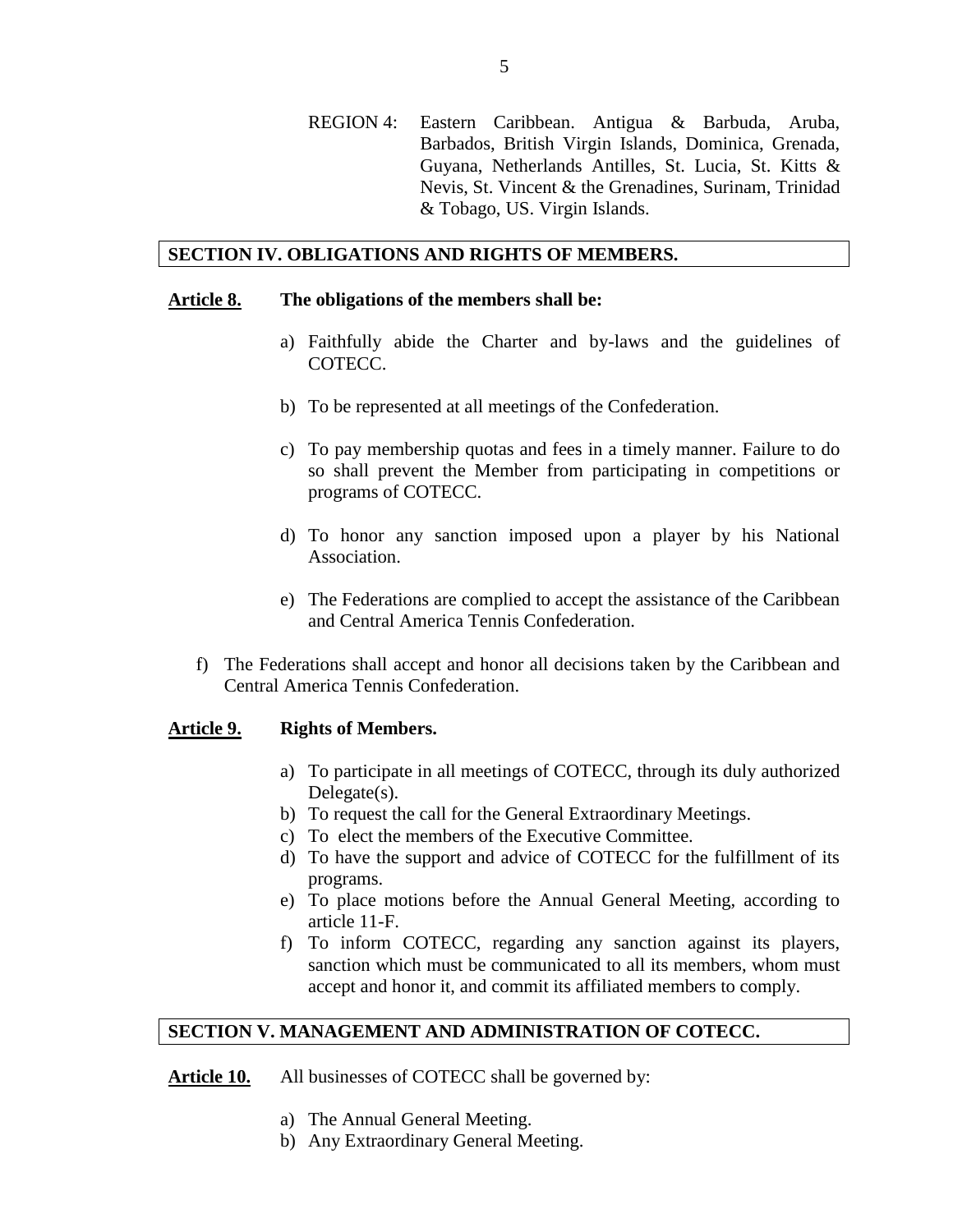REGION 4: Eastern Caribbean. Antigua & Barbuda, Aruba, Barbados, British Virgin Islands, Dominica, Grenada, Guyana, Netherlands Antilles, St. Lucia, St. Kitts & Nevis, St. Vincent & the Grenadines, Surinam, Trinidad & Tobago, US. Virgin Islands.

## SECTION IV. OBLIGATIONS AND RIGHTS OF MEMBERS.

**Article 8.** **The obligations of the members shall be:**

a) Faithfully abide the Charter and by-laws and the guidelines of COTECC.

b) To be represented at all meetings of the Confederation.

c) To pay membership quotas and fees in a timely manner. Failure to do so shall prevent the Member from participating in competitions or programs of COTECC.

d) To honor any sanction imposed upon a player by his National Association.

e) The Federations are complied to accept the assistance of the Caribbean and Central America Tennis Confederation.

f) The Federations shall accept and honor all decisions taken by the Caribbean and Central America Tennis Confederation.

**Article 9.** **Rights of Members.**

a) To participate in all meetings of COTECC, through its duly authorized Delegate(s).
b) To request the call for the General Extraordinary Meetings.
c) To elect the members of the Executive Committee.
d) To have the support and advice of COTECC for the fulfillment of its programs.
e) To place motions before the Annual General Meeting, according to article 11-F.
f) To inform COTECC, regarding any sanction against its players, sanction which must be communicated to all its members, whom must accept and honor it, and commit its affiliated members to comply.

## SECTION V. MANAGEMENT AND ADMINISTRATION OF COTECC.

**Article 10.** All businesses of COTECC shall be governed by:

a) The Annual General Meeting.
b) Any Extraordinary General Meeting.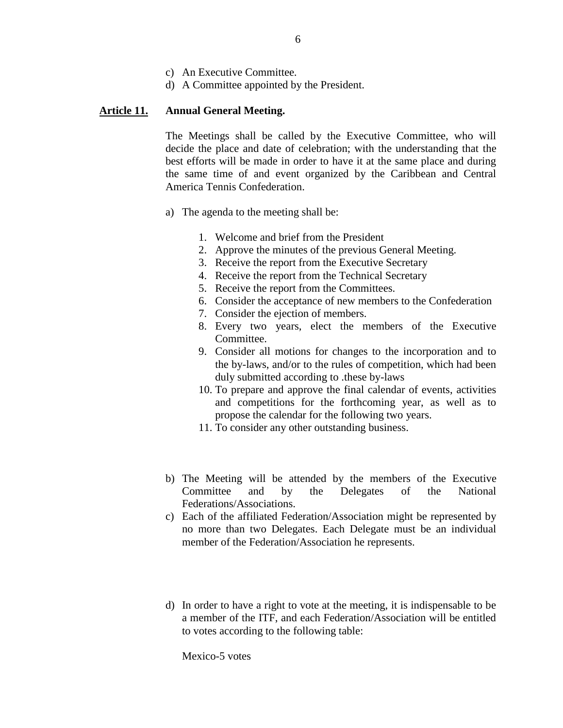c) An Executive Committee.
d) A Committee appointed by the President.

**<u>Article 11.</u> Annual General Meeting.**

The Meetings shall be called by the Executive Committee, who will decide the place and date of celebration; with the understanding that the best efforts will be made in order to have it at the same place and during the same time of and event organized by the Caribbean and Central America Tennis Confederation.

a) The agenda to the meeting shall be:

1. Welcome and brief from the President
2. Approve the minutes of the previous General Meeting.
3. Receive the report from the Executive Secretary
4. Receive the report from the Technical Secretary
5. Receive the report from the Committees.
6. Consider the acceptance of new members to the Confederation
7. Consider the ejection of members.
8. Every two years, elect the members of the Executive Committee.
9. Consider all motions for changes to the incorporation and to the by-laws, and/or to the rules of competition, which had been duly submitted according to .these by-laws
10. To prepare and approve the final calendar of events, activities and competitions for the forthcoming year, as well as to propose the calendar for the following two years.
11. To consider any other outstanding business.

b) The Meeting will be attended by the members of the Executive Committee and by the Delegates of the National Federations/Associations.
c) Each of the affiliated Federation/Association might be represented by no more than two Delegates. Each Delegate must be an individual member of the Federation/Association he represents.

d) In order to have a right to vote at the meeting, it is indispensable to be a member of the ITF, and each Federation/Association will be entitled to votes according to the following table:

Mexico-5 votes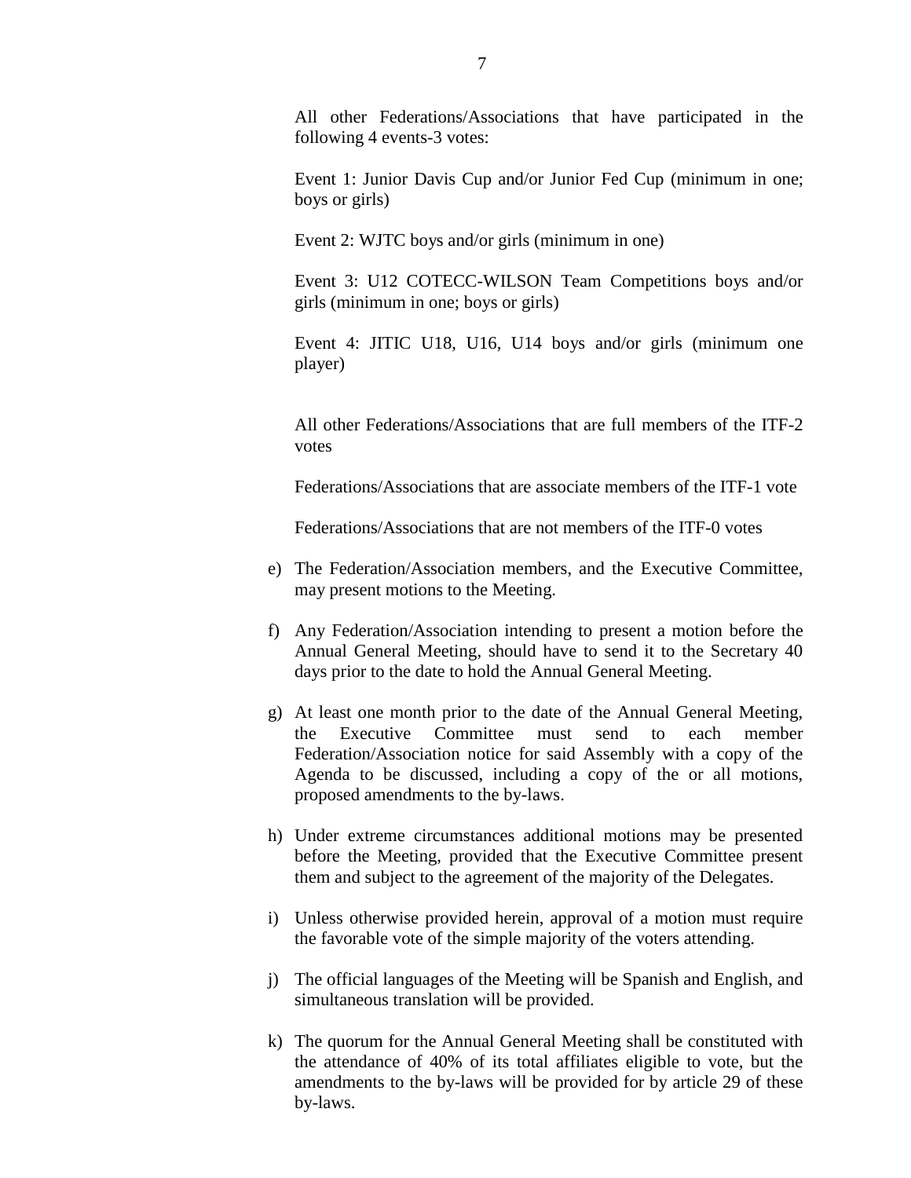All other Federations/Associations that have participated in the following 4 events-3 votes:

Event 1: Junior Davis Cup and/or Junior Fed Cup (minimum in one; boys or girls)

Event 2: WJTC boys and/or girls (minimum in one)

Event 3: U12 COTECC-WILSON Team Competitions boys and/or girls (minimum in one; boys or girls)

Event 4: JITIC U18, U16, U14 boys and/or girls (minimum one player)

All other Federations/Associations that are full members of the ITF-2 votes

Federations/Associations that are associate members of the ITF-1 vote

Federations/Associations that are not members of the ITF-0 votes

e) The Federation/Association members, and the Executive Committee, may present motions to the Meeting.

f) Any Federation/Association intending to present a motion before the Annual General Meeting, should have to send it to the Secretary 40 days prior to the date to hold the Annual General Meeting.

g) At least one month prior to the date of the Annual General Meeting, the Executive Committee must send to each member Federation/Association notice for said Assembly with a copy of the Agenda to be discussed, including a copy of the or all motions, proposed amendments to the by-laws.

h) Under extreme circumstances additional motions may be presented before the Meeting, provided that the Executive Committee present them and subject to the agreement of the majority of the Delegates.

i) Unless otherwise provided herein, approval of a motion must require the favorable vote of the simple majority of the voters attending.

j) The official languages of the Meeting will be Spanish and English, and simultaneous translation will be provided.

k) The quorum for the Annual General Meeting shall be constituted with the attendance of 40% of its total affiliates eligible to vote, but the amendments to the by-laws will be provided for by article 29 of these by-laws.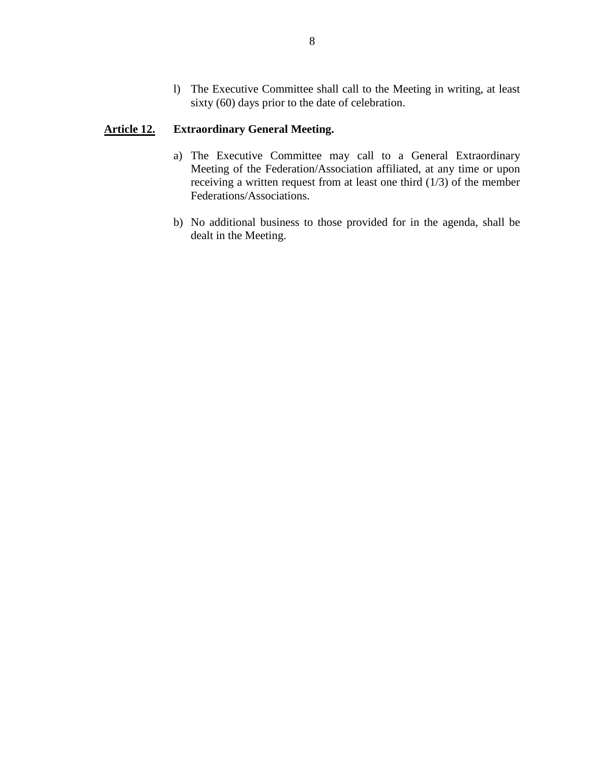l) The Executive Committee shall call to the Meeting in writing, at least sixty (60) days prior to the date of celebration.

**Article 12. Extraordinary General Meeting.**

a) The Executive Committee may call to a General Extraordinary Meeting of the Federation/Association affiliated, at any time or upon receiving a written request from at least one third (1/3) of the member Federations/Associations.

b) No additional business to those provided for in the agenda, shall be dealt in the Meeting.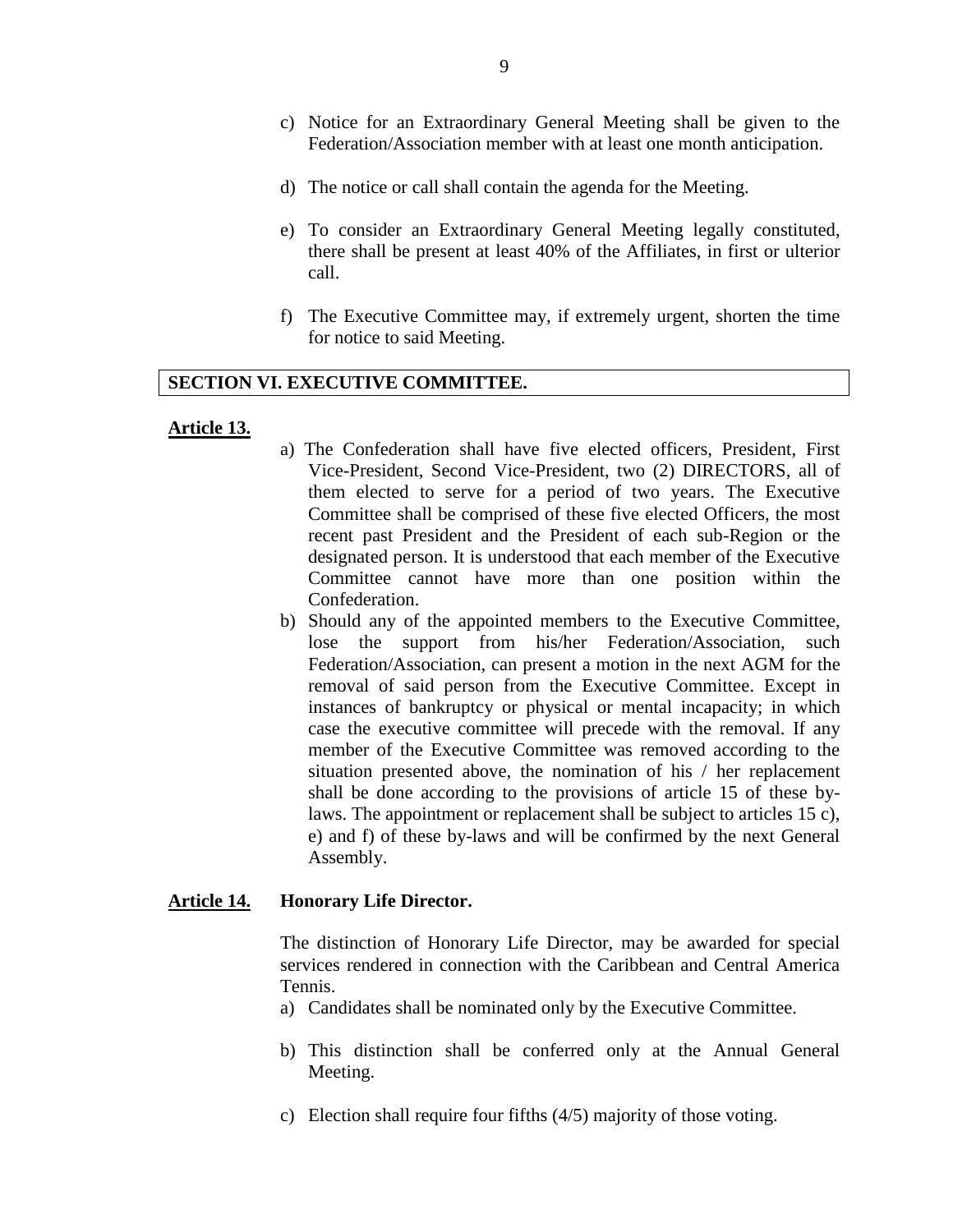c) Notice for an Extraordinary General Meeting shall be given to the Federation/Association member with at least one month anticipation.

d) The notice or call shall contain the agenda for the Meeting.

e) To consider an Extraordinary General Meeting legally constituted, there shall be present at least 40% of the Affiliates, in first or ulterior call.

f) The Executive Committee may, if extremely urgent, shorten the time for notice to said Meeting.

## SECTION VI. EXECUTIVE COMMITTEE.

**Article 13.**

a) The Confederation shall have five elected officers, President, First Vice-President, Second Vice-President, two (2) DIRECTORS, all of them elected to serve for a period of two years. The Executive Committee shall be comprised of these five elected Officers, the most recent past President and the President of each sub-Region or the designated person. It is understood that each member of the Executive Committee cannot have more than one position within the Confederation.

b) Should any of the appointed members to the Executive Committee, lose the support from his/her Federation/Association, such Federation/Association, can present a motion in the next AGM for the removal of said person from the Executive Committee. Except in instances of bankruptcy or physical or mental incapacity; in which case the executive committee will precede with the removal. If any member of the Executive Committee was removed according to the situation presented above, the nomination of his / her replacement shall be done according to the provisions of article 15 of these by-laws. The appointment or replacement shall be subject to articles 15 c), e) and f) of these by-laws and will be confirmed by the next General Assembly.

**Article 14. Honorary Life Director.**

The distinction of Honorary Life Director, may be awarded for special services rendered in connection with the Caribbean and Central America Tennis.

a) Candidates shall be nominated only by the Executive Committee.

b) This distinction shall be conferred only at the Annual General Meeting.

c) Election shall require four fifths (4/5) majority of those voting.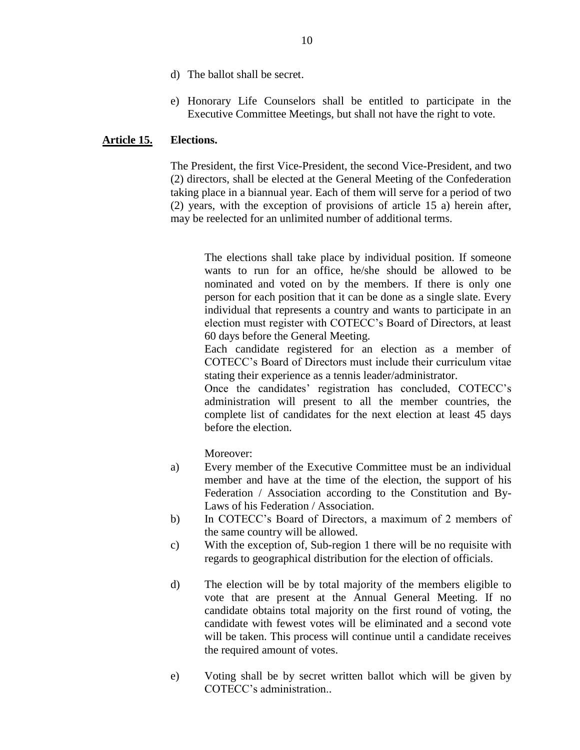d) The ballot shall be secret.

e) Honorary Life Counselors shall be entitled to participate in the Executive Committee Meetings, but shall not have the right to vote.

**Article 15. Elections.**

The President, the first Vice-President, the second Vice-President, and two (2) directors, shall be elected at the General Meeting of the Confederation taking place in a biannual year. Each of them will serve for a period of two (2) years, with the exception of provisions of article 15 a) herein after, may be reelected for an unlimited number of additional terms.

The elections shall take place by individual position. If someone wants to run for an office, he/she should be allowed to be nominated and voted on by the members. If there is only one person for each position that it can be done as a single slate. Every individual that represents a country and wants to participate in an election must register with COTECC's Board of Directors, at least 60 days before the General Meeting.

Each candidate registered for an election as a member of COTECC's Board of Directors must include their curriculum vitae stating their experience as a tennis leader/administrator.

Once the candidates' registration has concluded, COTECC's administration will present to all the member countries, the complete list of candidates for the next election at least 45 days before the election.

Moreover:

a) Every member of the Executive Committee must be an individual member and have at the time of the election, the support of his Federation / Association according to the Constitution and By-Laws of his Federation / Association.

b) In COTECC's Board of Directors, a maximum of 2 members of the same country will be allowed.

c) With the exception of, Sub-region 1 there will be no requisite with regards to geographical distribution for the election of officials.

d) The election will be by total majority of the members eligible to vote that are present at the Annual General Meeting. If no candidate obtains total majority on the first round of voting, the candidate with fewest votes will be eliminated and a second vote will be taken. This process will continue until a candidate receives the required amount of votes.

e) Voting shall be by secret written ballot which will be given by COTECC's administration..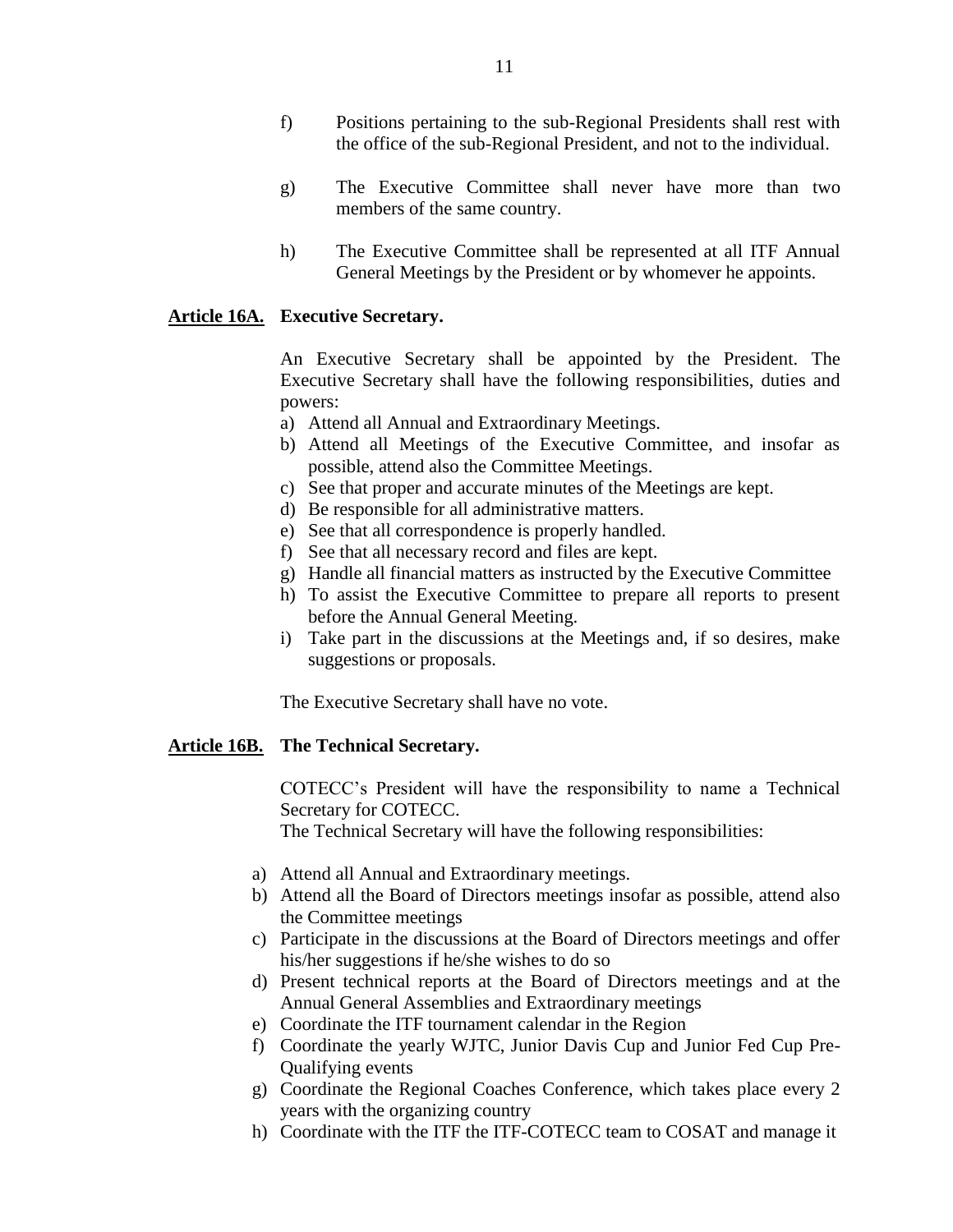f) Positions pertaining to the sub-Regional Presidents shall rest with the office of the sub-Regional President, and not to the individual.

g) The Executive Committee shall never have more than two members of the same country.

h) The Executive Committee shall be represented at all ITF Annual General Meetings by the President or by whomever he appoints.

**Article 16A. Executive Secretary.**

An Executive Secretary shall be appointed by the President. The Executive Secretary shall have the following responsibilities, duties and powers:

a) Attend all Annual and Extraordinary Meetings.
b) Attend all Meetings of the Executive Committee, and insofar as possible, attend also the Committee Meetings.
c) See that proper and accurate minutes of the Meetings are kept.
d) Be responsible for all administrative matters.
e) See that all correspondence is properly handled.
f) See that all necessary record and files are kept.
g) Handle all financial matters as instructed by the Executive Committee
h) To assist the Executive Committee to prepare all reports to present before the Annual General Meeting.
i) Take part in the discussions at the Meetings and, if so desires, make suggestions or proposals.

The Executive Secretary shall have no vote.

**Article 16B. The Technical Secretary.**

COTECC's President will have the responsibility to name a Technical Secretary for COTECC.
The Technical Secretary will have the following responsibilities:

a) Attend all Annual and Extraordinary meetings.
b) Attend all the Board of Directors meetings insofar as possible, attend also the Committee meetings
c) Participate in the discussions at the Board of Directors meetings and offer his/her suggestions if he/she wishes to do so
d) Present technical reports at the Board of Directors meetings and at the Annual General Assemblies and Extraordinary meetings
e) Coordinate the ITF tournament calendar in the Region
f) Coordinate the yearly WJTC, Junior Davis Cup and Junior Fed Cup Pre-Qualifying events
g) Coordinate the Regional Coaches Conference, which takes place every 2 years with the organizing country
h) Coordinate with the ITF the ITF-COTECC team to COSAT and manage it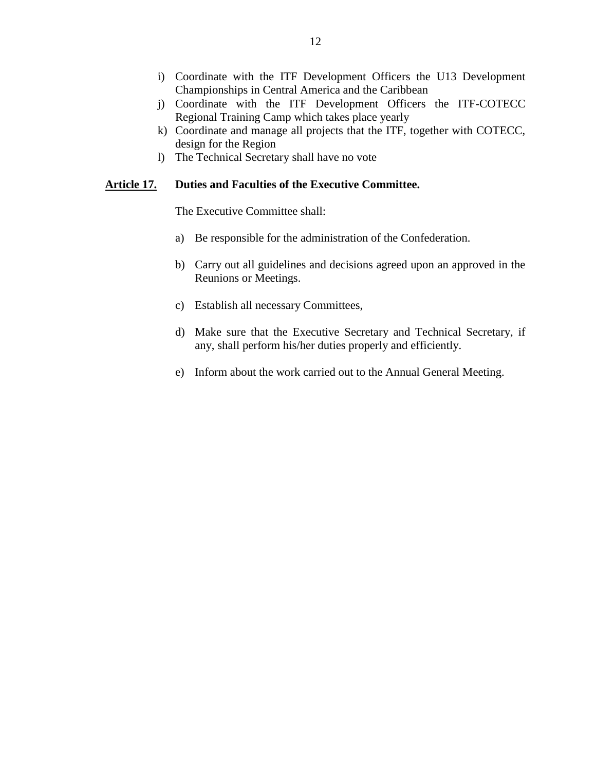i) Coordinate with the ITF Development Officers the U13 Development Championships in Central America and the Caribbean
j) Coordinate with the ITF Development Officers the ITF-COTECC Regional Training Camp which takes place yearly
k) Coordinate and manage all projects that the ITF, together with COTECC, design for the Region
l) The Technical Secretary shall have no vote

**Article 17.** **Duties and Faculties of the Executive Committee.**

The Executive Committee shall:

a) Be responsible for the administration of the Confederation.

b) Carry out all guidelines and decisions agreed upon an approved in the Reunions or Meetings.

c) Establish all necessary Committees,

d) Make sure that the Executive Secretary and Technical Secretary, if any, shall perform his/her duties properly and efficiently.

e) Inform about the work carried out to the Annual General Meeting.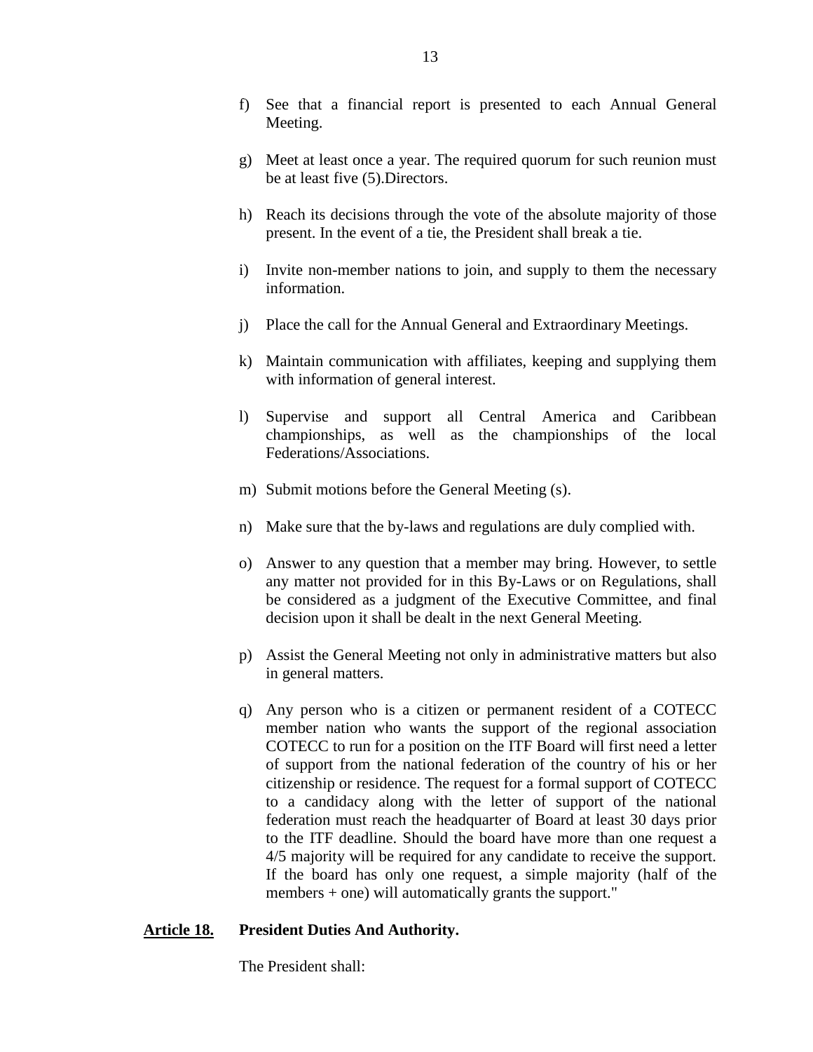f) See that a financial report is presented to each Annual General Meeting.

g) Meet at least once a year. The required quorum for such reunion must be at least five (5).Directors.

h) Reach its decisions through the vote of the absolute majority of those present. In the event of a tie, the President shall break a tie.

i) Invite non-member nations to join, and supply to them the necessary information.

j) Place the call for the Annual General and Extraordinary Meetings.

k) Maintain communication with affiliates, keeping and supplying them with information of general interest.

l) Supervise and support all Central America and Caribbean championships, as well as the championships of the local Federations/Associations.

m) Submit motions before the General Meeting (s).

n) Make sure that the by-laws and regulations are duly complied with.

o) Answer to any question that a member may bring. However, to settle any matter not provided for in this By-Laws or on Regulations, shall be considered as a judgment of the Executive Committee, and final decision upon it shall be dealt in the next General Meeting.

p) Assist the General Meeting not only in administrative matters but also in general matters.

q) Any person who is a citizen or permanent resident of a COTECC member nation who wants the support of the regional association COTECC to run for a position on the ITF Board will first need a letter of support from the national federation of the country of his or her citizenship or residence. The request for a formal support of COTECC to a candidacy along with the letter of support of the national federation must reach the headquarter of Board at least 30 days prior to the ITF deadline. Should the board have more than one request a 4/5 majority will be required for any candidate to receive the support. If the board has only one request, a simple majority (half of the members + one) will automatically grants the support."

**Article 18. President Duties And Authority.**

The President shall: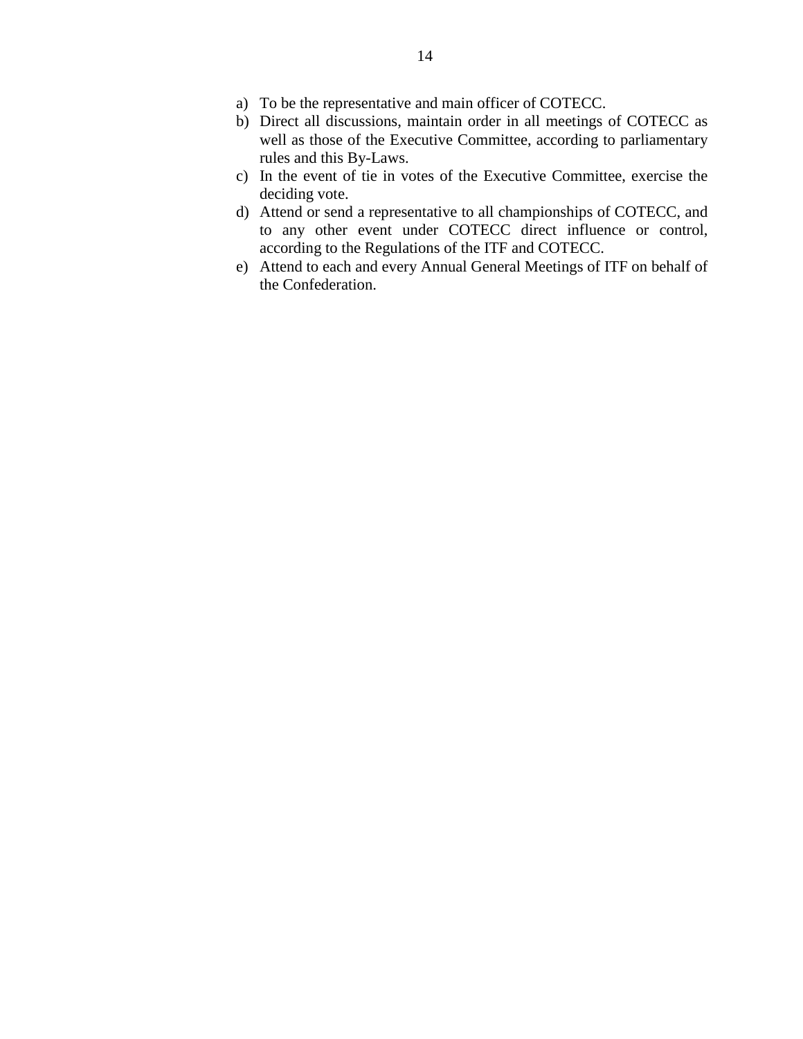a) To be the representative and main officer of COTECC.
b) Direct all discussions, maintain order in all meetings of COTECC as well as those of the Executive Committee, according to parliamentary rules and this By-Laws.
c) In the event of tie in votes of the Executive Committee, exercise the deciding vote.
d) Attend or send a representative to all championships of COTECC, and to any other event under COTECC direct influence or control, according to the Regulations of the ITF and COTECC.
e) Attend to each and every Annual General Meetings of ITF on behalf of the Confederation.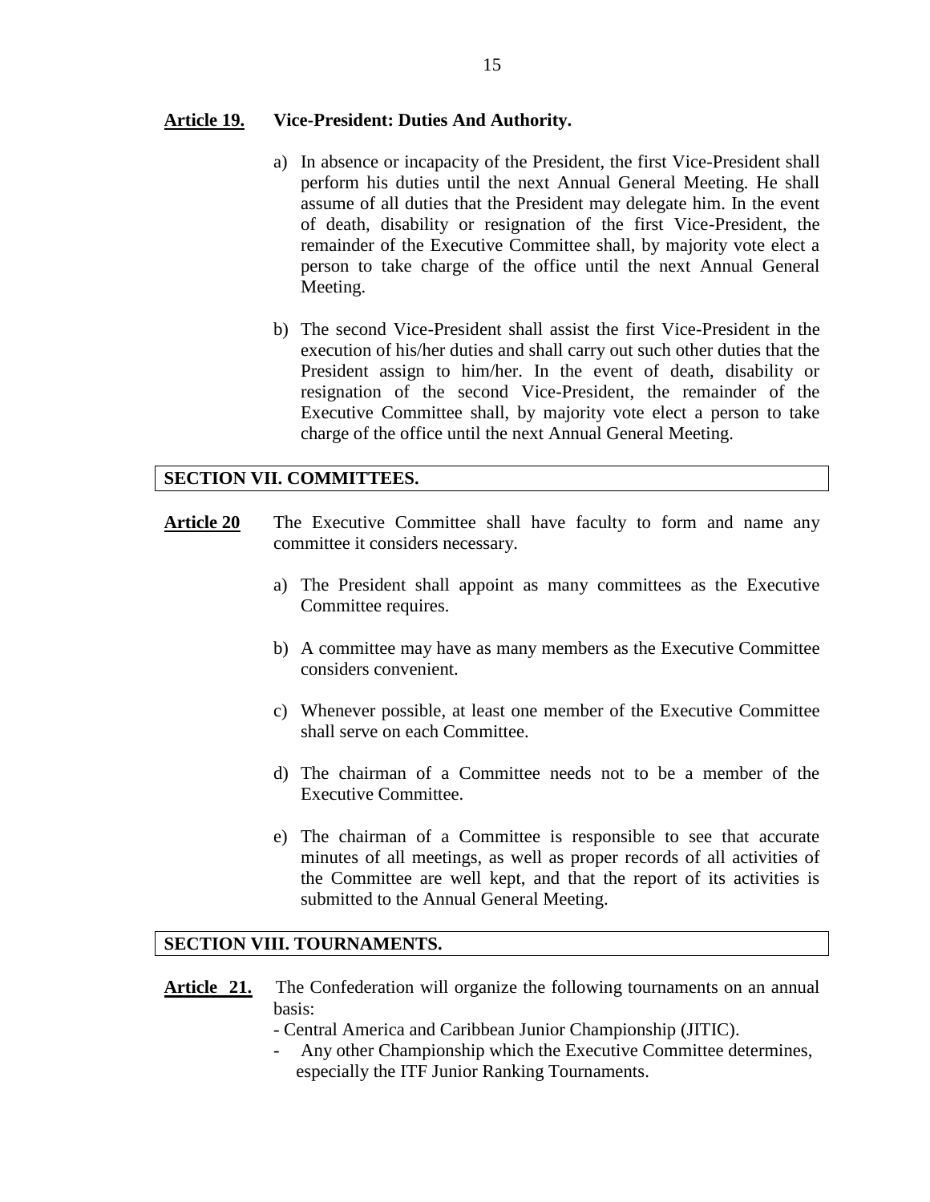**Article 19.** **Vice-President: Duties And Authority.**

a) In absence or incapacity of the President, the first Vice-President shall perform his duties until the next Annual General Meeting. He shall assume of all duties that the President may delegate him. In the event of death, disability or resignation of the first Vice-President, the remainder of the Executive Committee shall, by majority vote elect a person to take charge of the office until the next Annual General Meeting.

b) The second Vice-President shall assist the first Vice-President in the execution of his/her duties and shall carry out such other duties that the President assign to him/her. In the event of death, disability or resignation of the second Vice-President, the remainder of the Executive Committee shall, by majority vote elect a person to take charge of the office until the next Annual General Meeting.

## SECTION VII. COMMITTEES.

**Article 20** The Executive Committee shall have faculty to form and name any committee it considers necessary.

a) The President shall appoint as many committees as the Executive Committee requires.

b) A committee may have as many members as the Executive Committee considers convenient.

c) Whenever possible, at least one member of the Executive Committee shall serve on each Committee.

d) The chairman of a Committee needs not to be a member of the Executive Committee.

e) The chairman of a Committee is responsible to see that accurate minutes of all meetings, as well as proper records of all activities of the Committee are well kept, and that the report of its activities is submitted to the Annual General Meeting.

## SECTION VIII. TOURNAMENTS.

**Article 21.** The Confederation will organize the following tournaments on an annual basis:

- Central America and Caribbean Junior Championship (JITIC).
- Any other Championship which the Executive Committee determines, especially the ITF Junior Ranking Tournaments.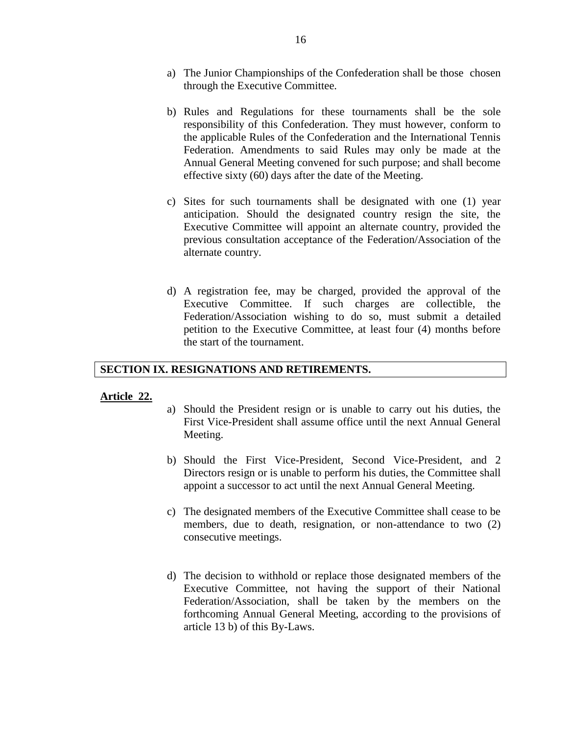a) The Junior Championships of the Confederation shall be those chosen through the Executive Committee.

b) Rules and Regulations for these tournaments shall be the sole responsibility of this Confederation. They must however, conform to the applicable Rules of the Confederation and the International Tennis Federation. Amendments to said Rules may only be made at the Annual General Meeting convened for such purpose; and shall become effective sixty (60) days after the date of the Meeting.

c) Sites for such tournaments shall be designated with one (1) year anticipation. Should the designated country resign the site, the Executive Committee will appoint an alternate country, provided the previous consultation acceptance of the Federation/Association of the alternate country.

d) A registration fee, may be charged, provided the approval of the Executive Committee. If such charges are collectible, the Federation/Association wishing to do so, must submit a detailed petition to the Executive Committee, at least four (4) months before the start of the tournament.

## SECTION IX. RESIGNATIONS AND RETIREMENTS.

**Article 22.**

a) Should the President resign or is unable to carry out his duties, the First Vice-President shall assume office until the next Annual General Meeting.

b) Should the First Vice-President, Second Vice-President, and 2 Directors resign or is unable to perform his duties, the Committee shall appoint a successor to act until the next Annual General Meeting.

c) The designated members of the Executive Committee shall cease to be members, due to death, resignation, or non-attendance to two (2) consecutive meetings.

d) The decision to withhold or replace those designated members of the Executive Committee, not having the support of their National Federation/Association, shall be taken by the members on the forthcoming Annual General Meeting, according to the provisions of article 13 b) of this By-Laws.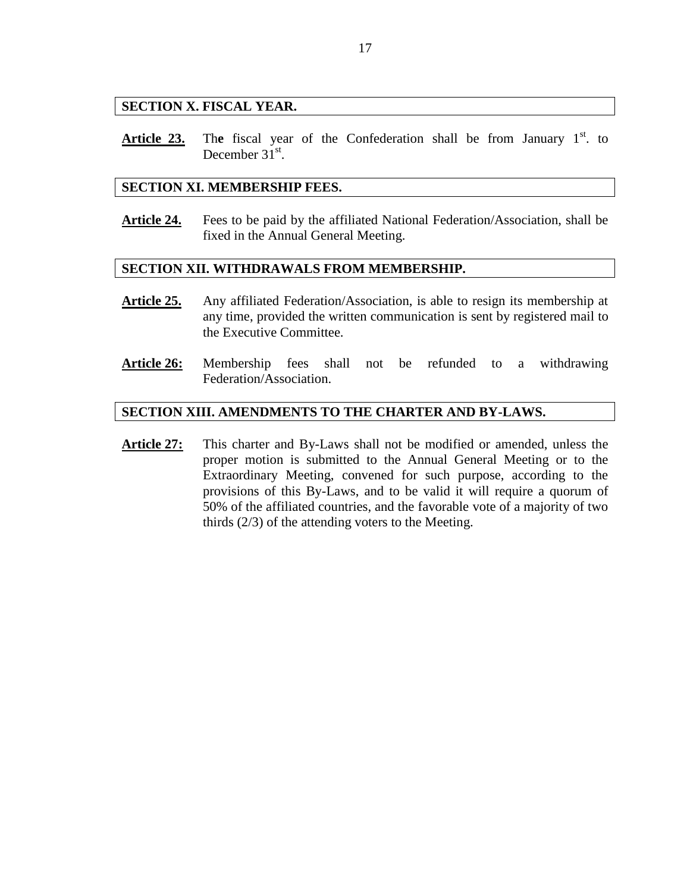## SECTION X. FISCAL YEAR.

**Article 23.** The fiscal year of the Confederation shall be from January 1st. to December 31st.

## SECTION XI. MEMBERSHIP FEES.

**Article 24.** Fees to be paid by the affiliated National Federation/Association, shall be fixed in the Annual General Meeting.

## SECTION XII. WITHDRAWALS FROM MEMBERSHIP.

**Article 25.** Any affiliated Federation/Association, is able to resign its membership at any time, provided the written communication is sent by registered mail to the Executive Committee.

**Article 26:** Membership fees shall not be refunded to a withdrawing Federation/Association.

## SECTION XIII. AMENDMENTS TO THE CHARTER AND BY-LAWS.

**Article 27:** This charter and By-Laws shall not be modified or amended, unless the proper motion is submitted to the Annual General Meeting or to the Extraordinary Meeting, convened for such purpose, according to the provisions of this By-Laws, and to be valid it will require a quorum of 50% of the affiliated countries, and the favorable vote of a majority of two thirds (2/3) of the attending voters to the Meeting.